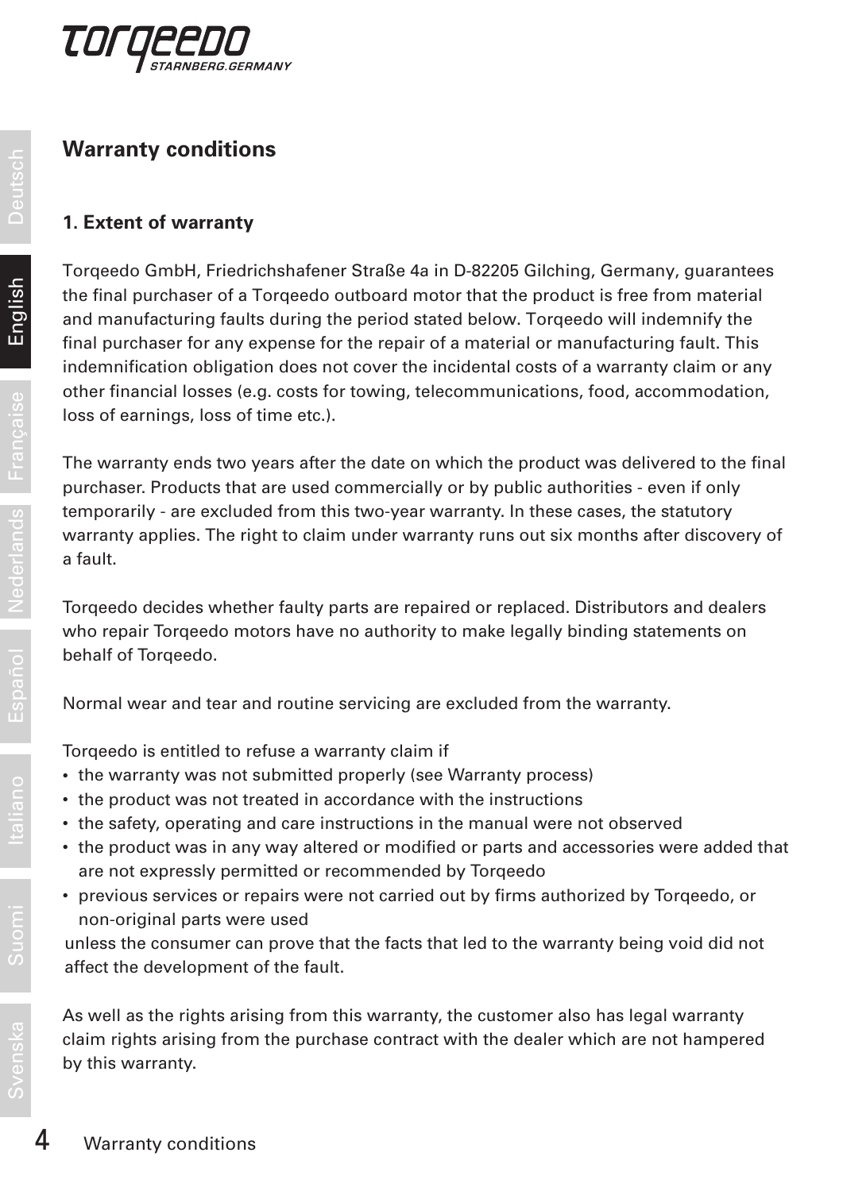# Warranty conditions

## 1. Extent of warranty

Torqeedo GmbH, Friedrichshafener Straße 4a in D-82205 Gilching, Germany, guarantees the final purchaser of a Torqeedo outboard motor that the product is free from material and manufacturing faults during the period stated below. Torqeedo will indemnify the final purchaser for any expense for the repair of a material or manufacturing fault. This indemnification obligation does not cover the incidental costs of a warranty claim or any other financial losses (e.g. costs for towing, telecommunications, food, accommodation, loss of earnings, loss of time etc.).

The warranty ends two years after the date on which the product was delivered to the final purchaser. Products that are used commercially or by public authorities - even if only temporarily - are excluded from this two-year warranty. In these cases, the statutory warranty applies. The right to claim under warranty runs out six months after discovery of a fault.

Torqeedo decides whether faulty parts are repaired or replaced. Distributors and dealers who repair Torqeedo motors have no authority to make legally binding statements on behalf of Torqeedo.

Normal wear and tear and routine servicing are excluded from the warranty.

Torqeedo is entitled to refuse a warranty claim if

- the warranty was not submitted properly (see Warranty process)
- the product was not treated in accordance with the instructions
- the safety, operating and care instructions in the manual were not observed
- the product was in any way altered or modified or parts and accessories were added that are not expressly permitted or recommended by Torqeedo
- previous services or repairs were not carried out by firms authorized by Torqeedo, or non-original parts were used

unless the consumer can prove that the facts that led to the warranty being void did not affect the development of the fault.

As well as the rights arising from this warranty, the customer also has legal warranty claim rights arising from the purchase contract with the dealer which are not hampered by this warranty.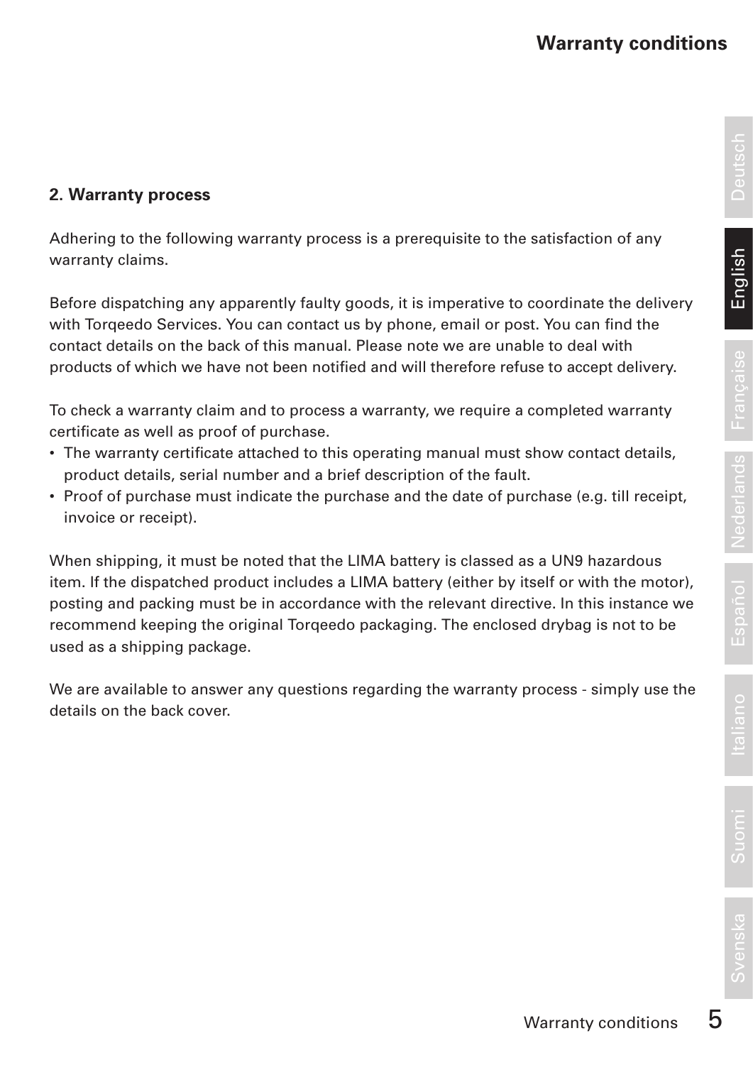## 2. Warranty process

Adhering to the following warranty process is a prerequisite to the satisfaction of any warranty claims.

Before dispatching any apparently faulty goods, it is imperative to coordinate the delivery with Torqeedo Services. You can contact us by phone, email or post. You can find the contact details on the back of this manual. Please note we are unable to deal with products of which we have not been notified and will therefore refuse to accept delivery.

To check a warranty claim and to process a warranty, we require a completed warranty certificate as well as proof of purchase.

- The warranty certificate attached to this operating manual must show contact details, product details, serial number and a brief description of the fault.
- Proof of purchase must indicate the purchase and the date of purchase (e.g. till receipt, invoice or receipt).

When shipping, it must be noted that the LIMA battery is classed as a UN9 hazardous item. If the dispatched product includes a LIMA battery (either by itself or with the motor), posting and packing must be in accordance with the relevant directive. In this instance we recommend keeping the original Torqeedo packaging. The enclosed drybag is not to be used as a shipping package.

We are available to answer any questions regarding the warranty process - simply use the details on the back cover.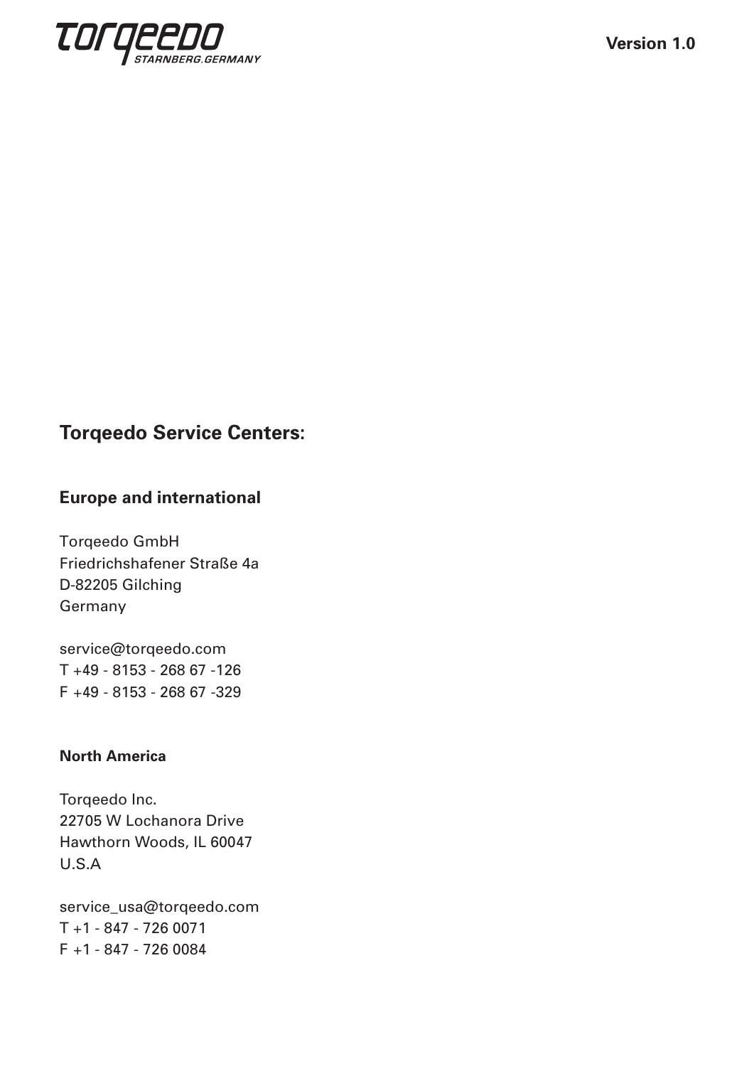Version 1.0

## Torqeedo Service Centers:

### Europe and international

Torqeedo GmbH
Friedrichshafener Straße 4a
D-82205 Gilching
Germany

service@torqeedo.com
T +49 - 8153 - 268 67 -126
F +49 - 8153 - 268 67 -329

#### North America

Torqeedo Inc.
22705 W Lochanora Drive
Hawthorn Woods, IL 60047
U.S.A

service_usa@torqeedo.com
T +1 - 847 - 726 0071
F +1 - 847 - 726 0084